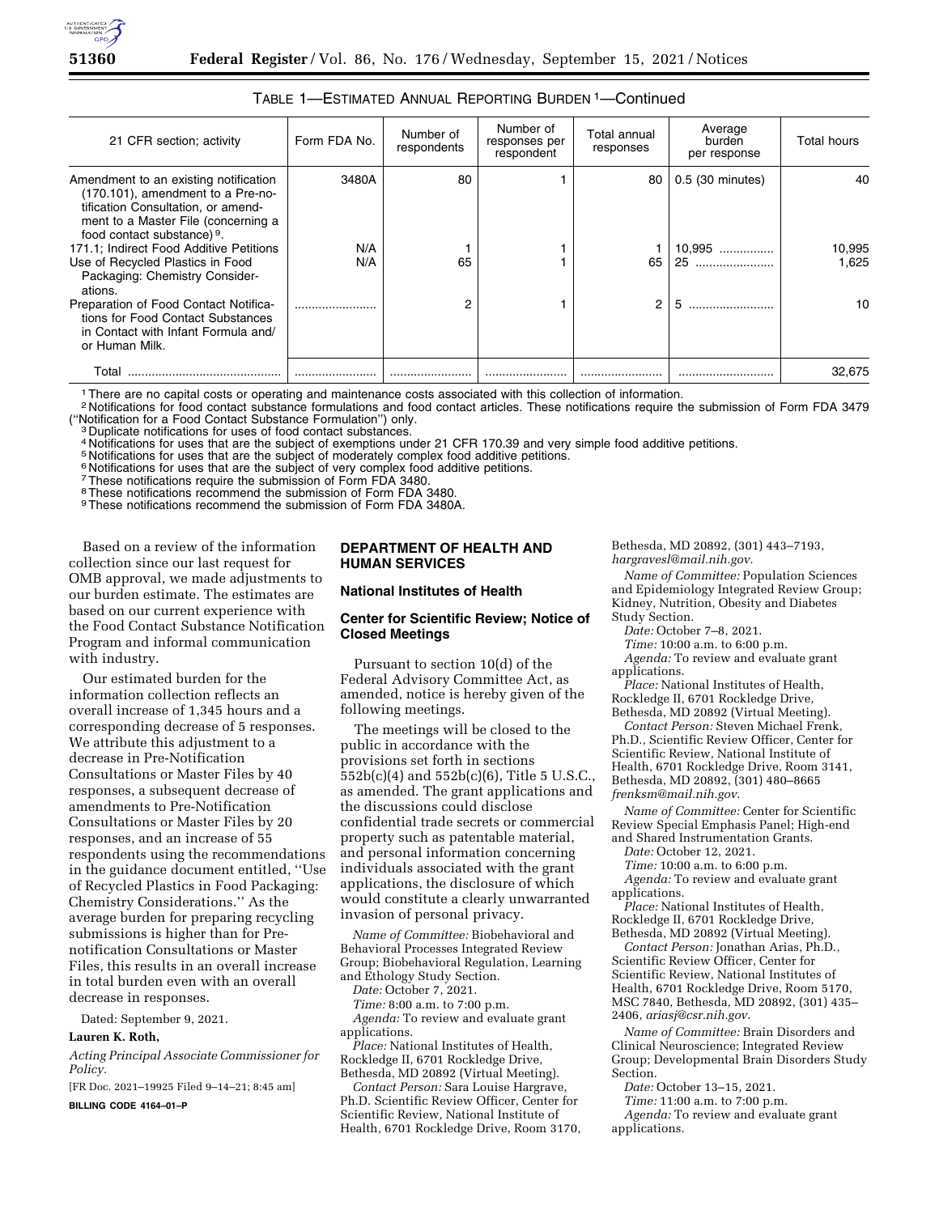TABLE 1—ESTIMATED ANNUAL REPORTING BURDEN [1]—Continued

| 21 CFR section; activity | Form FDA No. | Number of respondents | Number of responses per respondent | Total annual responses | Average burden per response | Total hours |
|---|---|---|---|---|---|---|
| Amendment to an existing notification (170.101), amendment to a Pre-notification Consultation, or amendment to a Master File (concerning a food contact substance) [9]. | 3480A | 80 | 1 | 80 | 0.5 (30 minutes) | 40 |
| 171.1; Indirect Food Additive Petitions | N/A | 1 | 1 | 1 | 10,995 | 10,995 |
| Use of Recycled Plastics in Food Packaging: Chemistry Considerations. | N/A | 65 | 1 | 65 | 25 | 1,625 |
| Preparation of Food Contact Notifications for Food Contact Substances in Contact with Infant Formula and/or Human Milk. | | 2 | 1 | 2 | 5 | 10 |
| Total | | | | | | 32,675 |

[1] There are no capital costs or operating and maintenance costs associated with this collection of information.

[2] Notifications for food contact substance formulations and food contact articles. These notifications require the submission of Form FDA 3479 (''Notification for a Food Contact Substance Formulation'') only.

[3] Duplicate notifications for uses of food contact substances.

[4] Notifications for uses that are the subject of exemptions under 21 CFR 170.39 and very simple food additive petitions.

[5] Notifications for uses that are the subject of moderately complex food additive petitions.

[6] Notifications for uses that are the subject of very complex food additive petitions.

[7] These notifications require the submission of Form FDA 3480.

[8] These notifications recommend the submission of Form FDA 3480.

[9] These notifications recommend the submission of Form FDA 3480A.

Based on a review of the information collection since our last request for OMB approval, we made adjustments to our burden estimate. The estimates are based on our current experience with the Food Contact Substance Notification Program and informal communication with industry.

Our estimated burden for the information collection reflects an overall increase of 1,345 hours and a corresponding decrease of 5 responses. We attribute this adjustment to a decrease in Pre-Notification Consultations or Master Files by 40 responses, a subsequent decrease of amendments to Pre-Notification Consultations or Master Files by 20 responses, and an increase of 55 respondents using the recommendations in the guidance document entitled, ''Use of Recycled Plastics in Food Packaging: Chemistry Considerations.'' As the average burden for preparing recycling submissions is higher than for Pre-notification Consultations or Master Files, this results in an overall increase in total burden even with an overall decrease in responses.

Dated: September 9, 2021.

**Lauren K. Roth,**

*Acting Principal Associate Commissioner for Policy.*

[FR Doc. 2021–19925 Filed 9–14–21; 8:45 am]

**BILLING CODE 4164–01–P**

## DEPARTMENT OF HEALTH AND HUMAN SERVICES

### National Institutes of Health

### Center for Scientific Review; Notice of Closed Meetings

Pursuant to section 10(d) of the Federal Advisory Committee Act, as amended, notice is hereby given of the following meetings.

The meetings will be closed to the public in accordance with the provisions set forth in sections 552b(c)(4) and 552b(c)(6), Title 5 U.S.C., as amended. The grant applications and the discussions could disclose confidential trade secrets or commercial property such as patentable material, and personal information concerning individuals associated with the grant applications, the disclosure of which would constitute a clearly unwarranted invasion of personal privacy.

*Name of Committee:* Biobehavioral and Behavioral Processes Integrated Review Group; Biobehavioral Regulation, Learning and Ethology Study Section.

*Date:* October 7, 2021.

*Time:* 8:00 a.m. to 7:00 p.m.

*Agenda:* To review and evaluate grant applications.

*Place:* National Institutes of Health, Rockledge II, 6701 Rockledge Drive, Bethesda, MD 20892 (Virtual Meeting).

*Contact Person:* Sara Louise Hargrave, Ph.D. Scientific Review Officer, Center for Scientific Review, National Institute of Health, 6701 Rockledge Drive, Room 3170, Bethesda, MD 20892, (301) 443–7193, *hargravesl@mail.nih.gov.*

*Name of Committee:* Population Sciences and Epidemiology Integrated Review Group; Kidney, Nutrition, Obesity and Diabetes Study Section.

*Date:* October 7–8, 2021.

*Time:* 10:00 a.m. to 6:00 p.m.

*Agenda:* To review and evaluate grant applications.

*Place:* National Institutes of Health, Rockledge II, 6701 Rockledge Drive, Bethesda, MD 20892 (Virtual Meeting).

*Contact Person:* Steven Michael Frenk, Ph.D., Scientific Review Officer, Center for Scientific Review, National Institute of Health, 6701 Rockledge Drive, Room 3141, Bethesda, MD 20892, (301) 480–8665 *frenksm@mail.nih.gov.*

*Name of Committee:* Center for Scientific Review Special Emphasis Panel; High-end and Shared Instrumentation Grants.

*Date:* October 12, 2021.

*Time:* 10:00 a.m. to 6:00 p.m.

*Agenda:* To review and evaluate grant applications.

*Place:* National Institutes of Health, Rockledge II, 6701 Rockledge Drive, Bethesda, MD 20892 (Virtual Meeting).

*Contact Person:* Jonathan Arias, Ph.D., Scientific Review Officer, Center for Scientific Review, National Institutes of Health, 6701 Rockledge Drive, Room 5170, MSC 7840, Bethesda, MD 20892, (301) 435–2406, *ariasj@csr.nih.gov.*

*Name of Committee:* Brain Disorders and Clinical Neuroscience; Integrated Review Group; Developmental Brain Disorders Study Section.

*Date:* October 13–15, 2021.

*Time:* 11:00 a.m. to 7:00 p.m.

*Agenda:* To review and evaluate grant applications.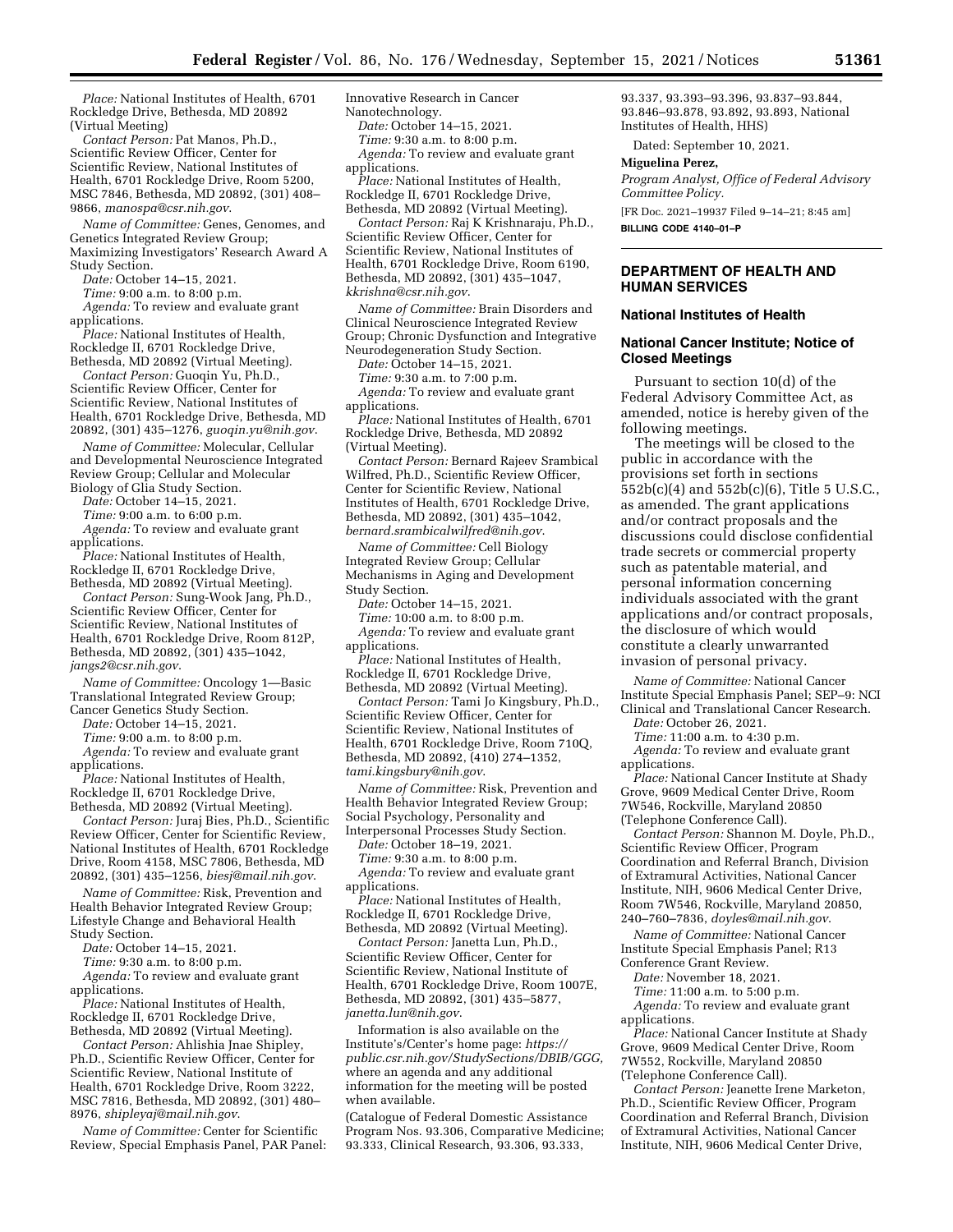*Place:* National Institutes of Health, 6701 Rockledge Drive, Bethesda, MD 20892 (Virtual Meeting)

*Contact Person:* Pat Manos, Ph.D., Scientific Review Officer, Center for Scientific Review, National Institutes of Health, 6701 Rockledge Drive, Room 5200, MSC 7846, Bethesda, MD 20892, (301) 408–9866, *manospa@csr.nih.gov*.

*Name of Committee:* Genes, Genomes, and Genetics Integrated Review Group; Maximizing Investigators' Research Award A Study Section.

*Date:* October 14–15, 2021.

*Time:* 9:00 a.m. to 8:00 p.m.

*Agenda:* To review and evaluate grant applications.

*Place:* National Institutes of Health, Rockledge II, 6701 Rockledge Drive, Bethesda, MD 20892 (Virtual Meeting).

*Contact Person:* Guoqin Yu, Ph.D., Scientific Review Officer, Center for Scientific Review, National Institutes of Health, 6701 Rockledge Drive, Bethesda, MD 20892, (301) 435–1276, *guoqin.yu@nih.gov*.

*Name of Committee:* Molecular, Cellular and Developmental Neuroscience Integrated Review Group; Cellular and Molecular Biology of Glia Study Section.

*Date:* October 14–15, 2021.

*Time:* 9:00 a.m. to 6:00 p.m.

*Agenda:* To review and evaluate grant applications.

*Place:* National Institutes of Health, Rockledge II, 6701 Rockledge Drive, Bethesda, MD 20892 (Virtual Meeting).

*Contact Person:* Sung-Wook Jang, Ph.D., Scientific Review Officer, Center for Scientific Review, National Institutes of Health, 6701 Rockledge Drive, Room 812P, Bethesda, MD 20892, (301) 435–1042, *jangs2@csr.nih.gov*.

*Name of Committee:* Oncology 1—Basic Translational Integrated Review Group; Cancer Genetics Study Section.

*Date:* October 14–15, 2021.

*Time:* 9:00 a.m. to 8:00 p.m.

*Agenda:* To review and evaluate grant applications.

*Place:* National Institutes of Health, Rockledge II, 6701 Rockledge Drive, Bethesda, MD 20892 (Virtual Meeting).

*Contact Person:* Juraj Bies, Ph.D., Scientific Review Officer, Center for Scientific Review, National Institutes of Health, 6701 Rockledge Drive, Room 4158, MSC 7806, Bethesda, MD 20892, (301) 435–1256, *biesj@mail.nih.gov*.

*Name of Committee:* Risk, Prevention and Health Behavior Integrated Review Group; Lifestyle Change and Behavioral Health Study Section.

*Date:* October 14–15, 2021.

*Time:* 9:30 a.m. to 8:00 p.m.

*Agenda:* To review and evaluate grant applications.

*Place:* National Institutes of Health, Rockledge II, 6701 Rockledge Drive, Bethesda, MD 20892 (Virtual Meeting).

*Contact Person:* Ahlishia Jnae Shipley, Ph.D., Scientific Review Officer, Center for Scientific Review, National Institute of Health, 6701 Rockledge Drive, Room 3222, MSC 7816, Bethesda, MD 20892, (301) 480–8976, *shipleyaj@mail.nih.gov*.

*Name of Committee:* Center for Scientific Review, Special Emphasis Panel, PAR Panel: Innovative Research in Cancer Nanotechnology.

*Date:* October 14–15, 2021.

*Time:* 9:30 a.m. to 8:00 p.m.

*Agenda:* To review and evaluate grant applications.

*Place:* National Institutes of Health, Rockledge II, 6701 Rockledge Drive, Bethesda, MD 20892 (Virtual Meeting).

*Contact Person:* Raj K Krishnaraju, Ph.D., Scientific Review Officer, Center for Scientific Review, National Institutes of Health, 6701 Rockledge Drive, Room 6190, Bethesda, MD 20892, (301) 435–1047, *kkrishna@csr.nih.gov*.

*Name of Committee:* Brain Disorders and Clinical Neuroscience Integrated Review Group; Chronic Dysfunction and Integrative Neurodegeneration Study Section.

*Date:* October 14–15, 2021.

*Time:* 9:30 a.m. to 7:00 p.m.

*Agenda:* To review and evaluate grant applications.

*Place:* National Institutes of Health, 6701 Rockledge Drive, Bethesda, MD 20892 (Virtual Meeting).

*Contact Person:* Bernard Rajeev Srambical Wilfred, Ph.D., Scientific Review Officer, Center for Scientific Review, National Institutes of Health, 6701 Rockledge Drive, Bethesda, MD 20892, (301) 435–1042, *bernard.srambicalwilfred@nih.gov*.

*Name of Committee:* Cell Biology Integrated Review Group; Cellular Mechanisms in Aging and Development Study Section.

*Date:* October 14–15, 2021.

*Time:* 10:00 a.m. to 8:00 p.m.

*Agenda:* To review and evaluate grant applications.

*Place:* National Institutes of Health, Rockledge II, 6701 Rockledge Drive, Bethesda, MD 20892 (Virtual Meeting).

*Contact Person:* Tami Jo Kingsbury, Ph.D., Scientific Review Officer, Center for Scientific Review, National Institutes of Health, 6701 Rockledge Drive, Room 710Q, Bethesda, MD 20892, (410) 274–1352, *tami.kingsbury@nih.gov*.

*Name of Committee:* Risk, Prevention and Health Behavior Integrated Review Group; Social Psychology, Personality and Interpersonal Processes Study Section.

*Date:* October 18–19, 2021.

*Time:* 9:30 a.m. to 8:00 p.m.

*Agenda:* To review and evaluate grant applications.

*Place:* National Institutes of Health, Rockledge II, 6701 Rockledge Drive, Bethesda, MD 20892 (Virtual Meeting).

*Contact Person:* Janetta Lun, Ph.D., Scientific Review Officer, Center for Scientific Review, National Institute of Health, 6701 Rockledge Drive, Room 1007E, Bethesda, MD 20892, (301) 435–5877, *janetta.lun@nih.gov*.

Information is also available on the Institute's/Center's home page: *https://public.csr.nih.gov/StudySections/DBIB/GGG*, where an agenda and any additional information for the meeting will be posted when available.

(Catalogue of Federal Domestic Assistance Program Nos. 93.306, Comparative Medicine; 93.333, Clinical Research, 93.306, 93.333, 93.337, 93.393–93.396, 93.837–93.844, 93.846–93.878, 93.892, 93.893, National Institutes of Health, HHS)

Dated: September 10, 2021.

**Miguelina Perez,**

*Program Analyst, Office of Federal Advisory Committee Policy.*

[FR Doc. 2021–19937 Filed 9–14–21; 8:45 am]

**BILLING CODE 4140–01–P**

## DEPARTMENT OF HEALTH AND HUMAN SERVICES

### National Institutes of Health

### National Cancer Institute; Notice of Closed Meetings

Pursuant to section 10(d) of the Federal Advisory Committee Act, as amended, notice is hereby given of the following meetings.

The meetings will be closed to the public in accordance with the provisions set forth in sections 552b(c)(4) and 552b(c)(6), Title 5 U.S.C., as amended. The grant applications and/or contract proposals and the discussions could disclose confidential trade secrets or commercial property such as patentable material, and personal information concerning individuals associated with the grant applications and/or contract proposals, the disclosure of which would constitute a clearly unwarranted invasion of personal privacy.

*Name of Committee:* National Cancer Institute Special Emphasis Panel; SEP–9: NCI Clinical and Translational Cancer Research.

*Date:* October 26, 2021.

*Time:* 11:00 a.m. to 4:30 p.m.

*Agenda:* To review and evaluate grant applications.

*Place:* National Cancer Institute at Shady Grove, 9609 Medical Center Drive, Room 7W546, Rockville, Maryland 20850 (Telephone Conference Call).

*Contact Person:* Shannon M. Doyle, Ph.D., Scientific Review Officer, Program Coordination and Referral Branch, Division of Extramural Activities, National Cancer Institute, NIH, 9606 Medical Center Drive, Room 7W546, Rockville, Maryland 20850, 240–760–7836, *doyles@mail.nih.gov*.

*Name of Committee:* National Cancer Institute Special Emphasis Panel; R13 Conference Grant Review.

*Date:* November 18, 2021.

*Time:* 11:00 a.m. to 5:00 p.m.

*Agenda:* To review and evaluate grant applications.

*Place:* National Cancer Institute at Shady Grove, 9609 Medical Center Drive, Room 7W552, Rockville, Maryland 20850 (Telephone Conference Call).

*Contact Person:* Jeanette Irene Marketon, Ph.D., Scientific Review Officer, Program Coordination and Referral Branch, Division of Extramural Activities, National Cancer Institute, NIH, 9606 Medical Center Drive,